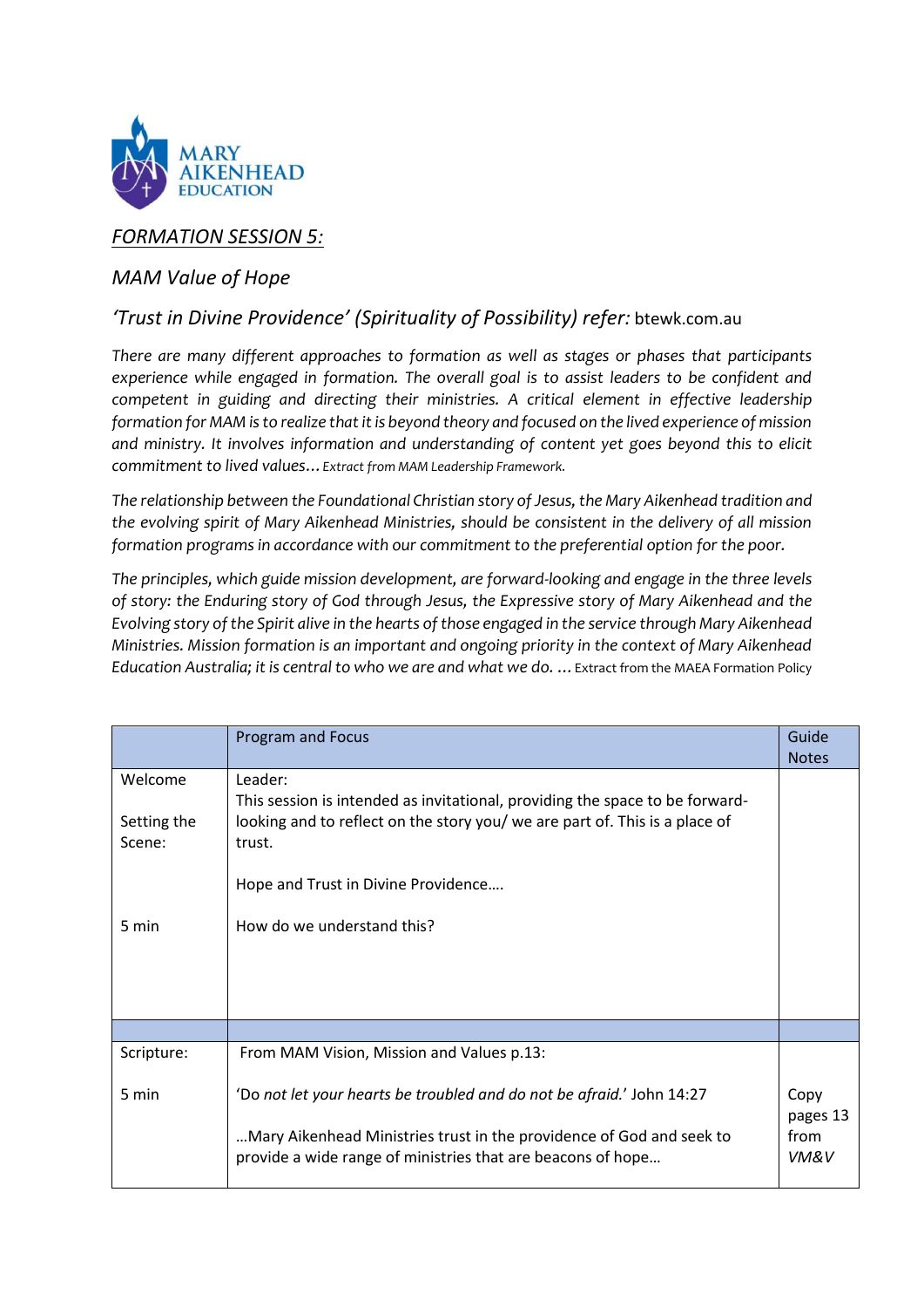MARY AIKENHEAD EDUCATION

## *FORMATION SESSION 5:*

## *MAM Value of Hope*

### *'Trust in Divine Providence' (Spirituality of Possibility) refer:* btewk.com.au

*There are many different approaches to formation as well as stages or phases that participants experience while engaged in formation. The overall goal is to assist leaders to be confident and competent in guiding and directing their ministries. A critical element in effective leadership formation for MAM is to realize that it is beyond theory and focused on the lived experience of mission and ministry. It involves information and understanding of content yet goes beyond this to elicit commitment to lived values…* Extract from MAM Leadership Framework.

*The relationship between the Foundational Christian story of Jesus, the Mary Aikenhead tradition and the evolving spirit of Mary Aikenhead Ministries, should be consistent in the delivery of all mission formation programs in accordance with our commitment to the preferential option for the poor.*

*The principles, which guide mission development, are forward-looking and engage in the three levels of story: the Enduring story of God through Jesus, the Expressive story of Mary Aikenhead and the Evolving story of the Spirit alive in the hearts of those engaged in the service through Mary Aikenhead Ministries. Mission formation is an important and ongoing priority in the context of Mary Aikenhead Education Australia; it is central to who we are and what we do. …* Extract from the MAEA Formation Policy

| | Program and Focus | Guide Notes |
|---|---|---|
| Welcome<br><br>Setting the Scene:<br><br>5 min | Leader:<br>This session is intended as invitational, providing the space to be forward-looking and to reflect on the story you/ we are part of. This is a place of trust.<br><br>Hope and Trust in Divine Providence….<br><br>How do we understand this? | |
| | | |
| Scripture:<br><br>5 min | From MAM Vision, Mission and Values p.13:<br><br>'Do *not let your hearts be troubled and do not be afraid.*' John 14:27<br><br>…Mary Aikenhead Ministries trust in the providence of God and seek to provide a wide range of ministries that are beacons of hope… | Copy pages 13 from *VM&V* |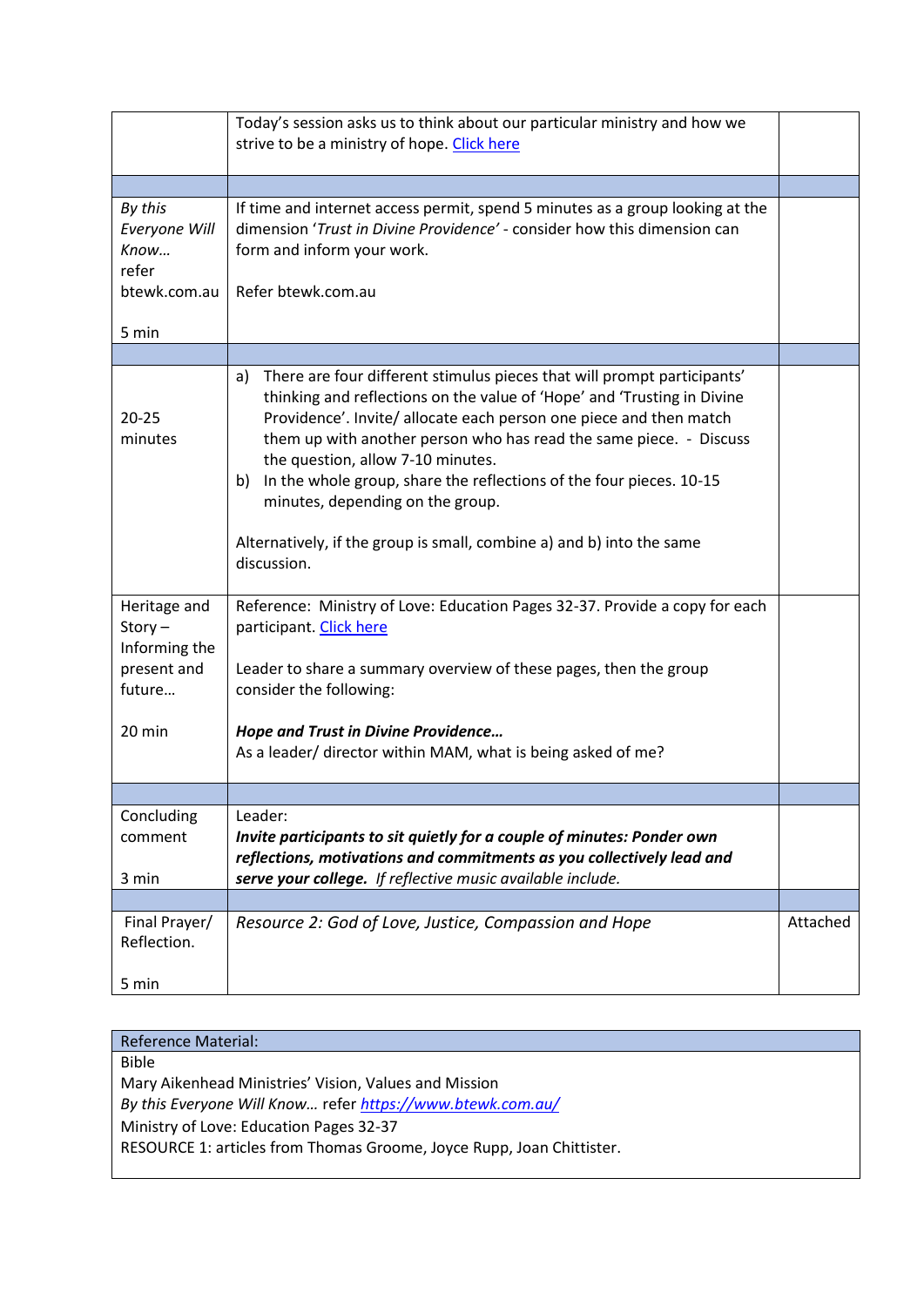| | | |
|---|---|---|
| | Today's session asks us to think about our particular ministry and how we strive to be a ministry of hope. [Click here] | |
| | | |
| *By this Everyone Will Know…* refer btewk.com.au<br><br>5 min | If time and internet access permit, spend 5 minutes as a group looking at the dimension '*Trust in Divine Providence'* - consider how this dimension can form and inform your work.<br><br>Refer btewk.com.au | |
| | | |
| 20-25 minutes | a) There are four different stimulus pieces that will prompt participants' thinking and reflections on the value of 'Hope' and 'Trusting in Divine Providence'. Invite/ allocate each person one piece and then match them up with another person who has read the same piece. - Discuss the question, allow 7-10 minutes.<br>b) In the whole group, share the reflections of the four pieces. 10-15 minutes, depending on the group.<br><br>Alternatively, if the group is small, combine a) and b) into the same discussion. | |
| Heritage and Story – Informing the present and future…<br><br>20 min | Reference: Ministry of Love: Education Pages 32-37. Provide a copy for each participant. [Click here]<br><br>Leader to share a summary overview of these pages, then the group consider the following:<br><br>***Hope and Trust in Divine Providence…***<br>As a leader/ director within MAM, what is being asked of me? | |
| | | |
| Concluding comment<br><br>3 min | Leader:<br>***Invite participants to sit quietly for a couple of minutes: Ponder own reflections, motivations and commitments as you collectively lead and serve your college.*** *If reflective music available include.* | |
| | | |
| Final Prayer/ Reflection.<br><br>5 min | *Resource 2: God of Love, Justice, Compassion and Hope* | Attached |

| Reference Material: |
|---|
| Bible<br>Mary Aikenhead Ministries' Vision, Values and Mission<br>*By this Everyone Will Know…* refer *https://www.btewk.com.au/*<br>Ministry of Love: Education Pages 32-37<br>RESOURCE 1: articles from Thomas Groome, Joyce Rupp, Joan Chittister. |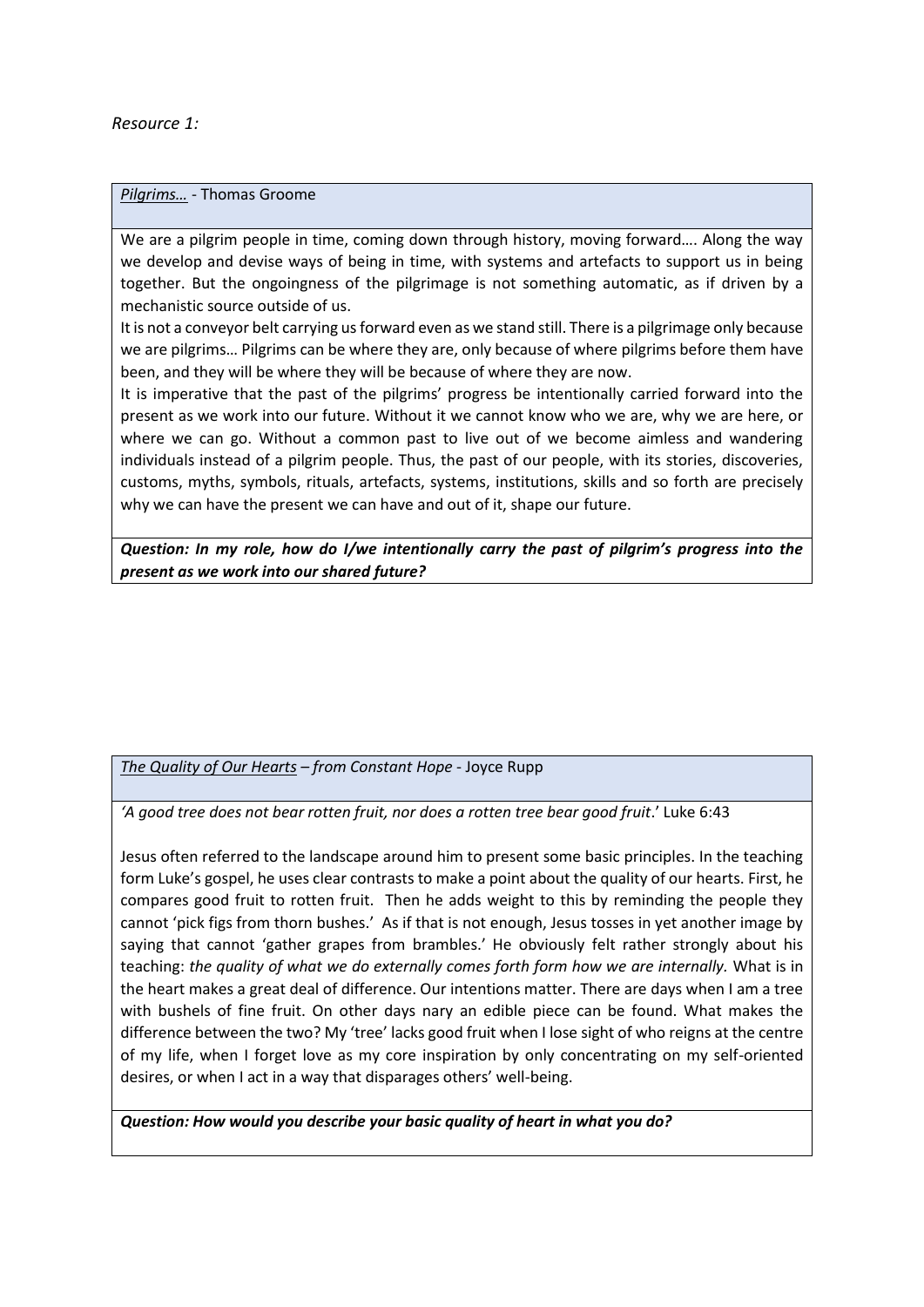*Resource 1:*

*Pilgrims…* - Thomas Groome

We are a pilgrim people in time, coming down through history, moving forward…. Along the way we develop and devise ways of being in time, with systems and artefacts to support us in being together. But the ongoingness of the pilgrimage is not something automatic, as if driven by a mechanistic source outside of us.

It is not a conveyor belt carrying us forward even as we stand still. There is a pilgrimage only because we are pilgrims… Pilgrims can be where they are, only because of where pilgrims before them have been, and they will be where they will be because of where they are now.

It is imperative that the past of the pilgrims' progress be intentionally carried forward into the present as we work into our future. Without it we cannot know who we are, why we are here, or where we can go. Without a common past to live out of we become aimless and wandering individuals instead of a pilgrim people. Thus, the past of our people, with its stories, discoveries, customs, myths, symbols, rituals, artefacts, systems, institutions, skills and so forth are precisely why we can have the present we can have and out of it, shape our future.

***Question: In my role, how do I/we intentionally carry the past of pilgrim's progress into the present as we work into our shared future?***

*The Quality of Our Hearts – from Constant Hope* - Joyce Rupp

*'A good tree does not bear rotten fruit, nor does a rotten tree bear good fruit*.' Luke 6:43

Jesus often referred to the landscape around him to present some basic principles. In the teaching form Luke's gospel, he uses clear contrasts to make a point about the quality of our hearts. First, he compares good fruit to rotten fruit. Then he adds weight to this by reminding the people they cannot 'pick figs from thorn bushes.' As if that is not enough, Jesus tosses in yet another image by saying that cannot 'gather grapes from brambles.' He obviously felt rather strongly about his teaching: *the quality of what we do externally comes forth form how we are internally.* What is in the heart makes a great deal of difference. Our intentions matter. There are days when I am a tree with bushels of fine fruit. On other days nary an edible piece can be found. What makes the difference between the two? My 'tree' lacks good fruit when I lose sight of who reigns at the centre of my life, when I forget love as my core inspiration by only concentrating on my self-oriented desires, or when I act in a way that disparages others' well-being.

***Question: How would you describe your basic quality of heart in what you do?***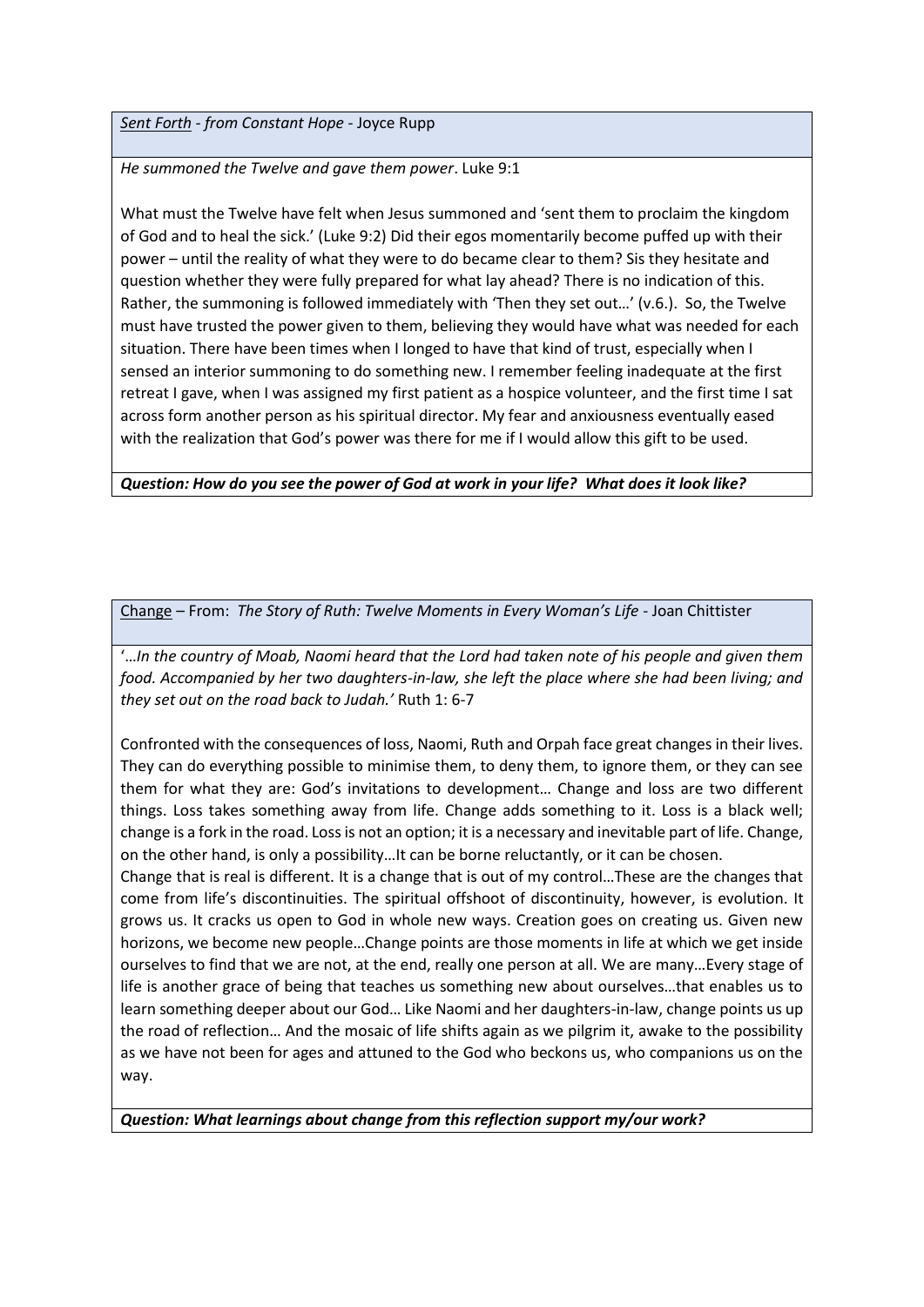*Sent Forth* - *from Constant Hope* - Joyce Rupp

*He summoned the Twelve and gave them power*. Luke 9:1

What must the Twelve have felt when Jesus summoned and 'sent them to proclaim the kingdom of God and to heal the sick.' (Luke 9:2) Did their egos momentarily become puffed up with their power – until the reality of what they were to do became clear to them? Sis they hesitate and question whether they were fully prepared for what lay ahead? There is no indication of this. Rather, the summoning is followed immediately with 'Then they set out…' (v.6.). So, the Twelve must have trusted the power given to them, believing they would have what was needed for each situation. There have been times when I longed to have that kind of trust, especially when I sensed an interior summoning to do something new. I remember feeling inadequate at the first retreat I gave, when I was assigned my first patient as a hospice volunteer, and the first time I sat across form another person as his spiritual director. My fear and anxiousness eventually eased with the realization that God's power was there for me if I would allow this gift to be used.

***Question: How do you see the power of God at work in your life? What does it look like?***

Change – From: *The Story of Ruth: Twelve Moments in Every Woman's Life* - Joan Chittister

'…*In the country of Moab, Naomi heard that the Lord had taken note of his people and given them food. Accompanied by her two daughters-in-law, she left the place where she had been living; and they set out on the road back to Judah.'* Ruth 1: 6-7

Confronted with the consequences of loss, Naomi, Ruth and Orpah face great changes in their lives. They can do everything possible to minimise them, to deny them, to ignore them, or they can see them for what they are: God's invitations to development… Change and loss are two different things. Loss takes something away from life. Change adds something to it. Loss is a black well; change is a fork in the road. Loss is not an option; it is a necessary and inevitable part of life. Change, on the other hand, is only a possibility…It can be borne reluctantly, or it can be chosen.
Change that is real is different. It is a change that is out of my control…These are the changes that come from life's discontinuities. The spiritual offshoot of discontinuity, however, is evolution. It grows us. It cracks us open to God in whole new ways. Creation goes on creating us. Given new horizons, we become new people…Change points are those moments in life at which we get inside ourselves to find that we are not, at the end, really one person at all. We are many…Every stage of life is another grace of being that teaches us something new about ourselves…that enables us to learn something deeper about our God… Like Naomi and her daughters-in-law, change points us up the road of reflection… And the mosaic of life shifts again as we pilgrim it, awake to the possibility as we have not been for ages and attuned to the God who beckons us, who companions us on the way.

***Question: What learnings about change from this reflection support my/our work?***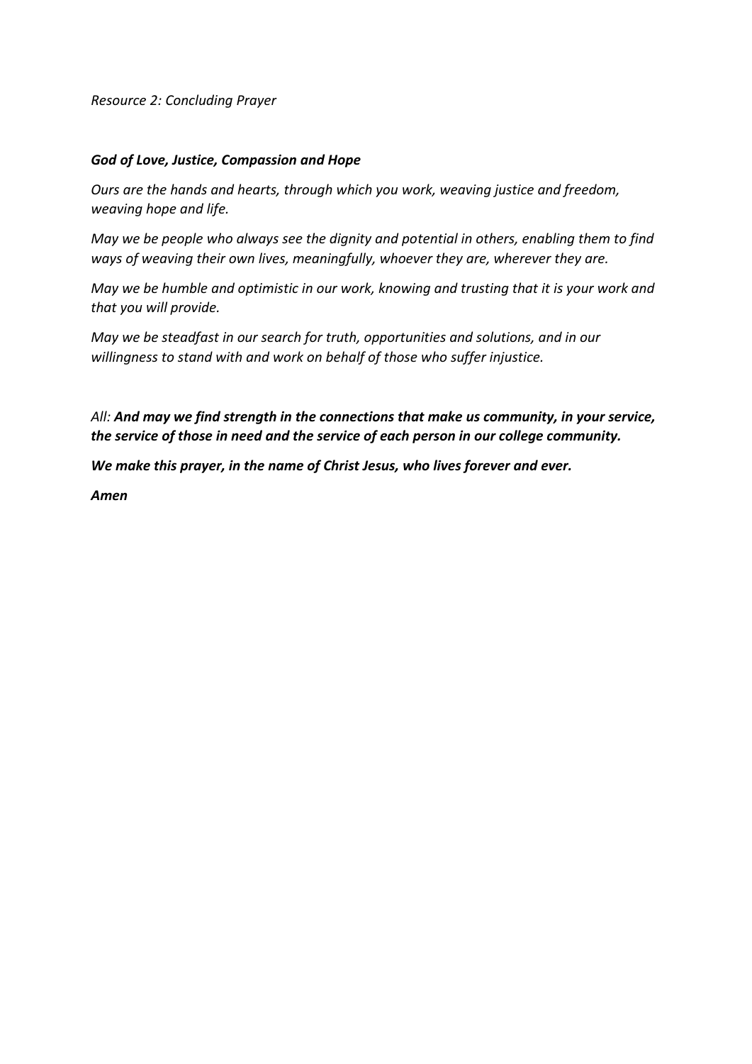*Resource 2: Concluding Prayer*

***God of Love, Justice, Compassion and Hope***

*Ours are the hands and hearts, through which you work, weaving justice and freedom, weaving hope and life.*

*May we be people who always see the dignity and potential in others, enabling them to find ways of weaving their own lives, meaningfully, whoever they are, wherever they are.*

*May we be humble and optimistic in our work, knowing and trusting that it is your work and that you will provide.*

*May we be steadfast in our search for truth, opportunities and solutions, and in our willingness to stand with and work on behalf of those who suffer injustice.*

*All:* ***And may we find strength in the connections that make us community, in your service, the service of those in need and the service of each person in our college community.***

***We make this prayer, in the name of Christ Jesus, who lives forever and ever.***

***Amen***